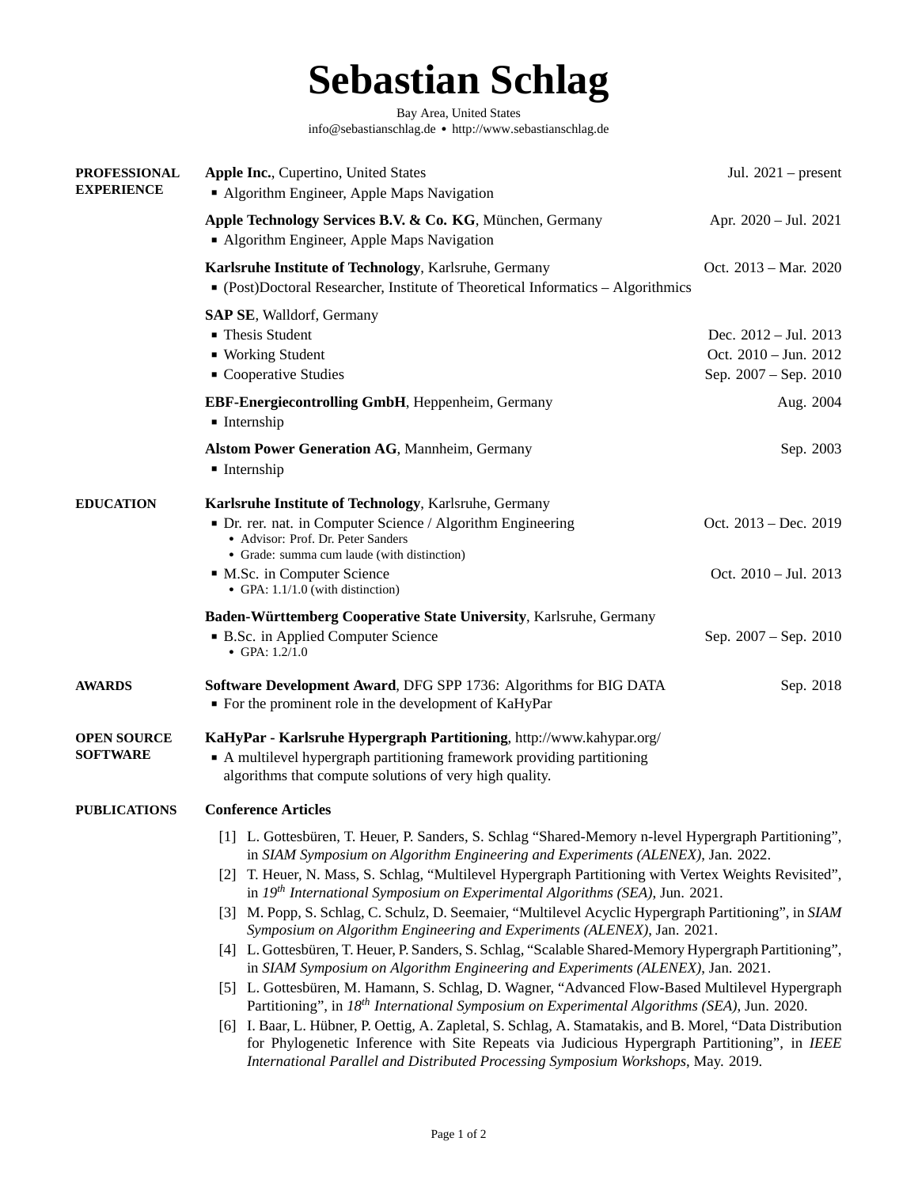# Sebastian Schlag

Bay Area, United States
info@sebastianschlag.de • http://www.sebastianschlag.de

## PROFESSIONAL EXPERIENCE

**Apple Inc.**, Cupertino, United States — Jul. 2021 – present
- Algorithm Engineer, Apple Maps Navigation

**Apple Technology Services B.V. & Co. KG**, München, Germany — Apr. 2020 – Jul. 2021
- Algorithm Engineer, Apple Maps Navigation

**Karlsruhe Institute of Technology**, Karlsruhe, Germany — Oct. 2013 – Mar. 2020
- (Post)Doctoral Researcher, Institute of Theoretical Informatics – Algorithmics

**SAP SE**, Walldorf, Germany
- Thesis Student — Dec. 2012 – Jul. 2013
- Working Student — Oct. 2010 – Jun. 2012
- Cooperative Studies — Sep. 2007 – Sep. 2010

**EBF-Energiecontrolling GmbH**, Heppenheim, Germany — Aug. 2004
- Internship

**Alstom Power Generation AG**, Mannheim, Germany — Sep. 2003
- Internship

## EDUCATION

**Karlsruhe Institute of Technology**, Karlsruhe, Germany
- Dr. rer. nat. in Computer Science / Algorithm Engineering — Oct. 2013 – Dec. 2019
  - Advisor: Prof. Dr. Peter Sanders
  - Grade: summa cum laude (with distinction)
- M.Sc. in Computer Science — Oct. 2010 – Jul. 2013
  - GPA: 1.1/1.0 (with distinction)

**Baden-Württemberg Cooperative State University**, Karlsruhe, Germany
- B.Sc. in Applied Computer Science — Sep. 2007 – Sep. 2010
  - GPA: 1.2/1.0

## AWARDS

**Software Development Award**, DFG SPP 1736: Algorithms for BIG DATA — Sep. 2018
- For the prominent role in the development of KaHyPar

## OPEN SOURCE SOFTWARE

**KaHyPar - Karlsruhe Hypergraph Partitioning**, http://www.kahypar.org/
- A multilevel hypergraph partitioning framework providing partitioning algorithms that compute solutions of very high quality.

## PUBLICATIONS

### Conference Articles

[1] L. Gottesbüren, T. Heuer, P. Sanders, S. Schlag "Shared-Memory n-level Hypergraph Partitioning", in *SIAM Symposium on Algorithm Engineering and Experiments (ALENEX)*, Jan. 2022.

[2] T. Heuer, N. Mass, S. Schlag, "Multilevel Hypergraph Partitioning with Vertex Weights Revisited", in *19th International Symposium on Experimental Algorithms (SEA)*, Jun. 2021.

[3] M. Popp, S. Schlag, C. Schulz, D. Seemaier, "Multilevel Acyclic Hypergraph Partitioning", in *SIAM Symposium on Algorithm Engineering and Experiments (ALENEX)*, Jan. 2021.

[4] L. Gottesbüren, T. Heuer, P. Sanders, S. Schlag, "Scalable Shared-Memory Hypergraph Partitioning", in *SIAM Symposium on Algorithm Engineering and Experiments (ALENEX)*, Jan. 2021.

[5] L. Gottesbüren, M. Hamann, S. Schlag, D. Wagner, "Advanced Flow-Based Multilevel Hypergraph Partitioning", in *18th International Symposium on Experimental Algorithms (SEA)*, Jun. 2020.

[6] I. Baar, L. Hübner, P. Oettig, A. Zapletal, S. Schlag, A. Stamatakis, and B. Morel, "Data Distribution for Phylogenetic Inference with Site Repeats via Judicious Hypergraph Partitioning", in *IEEE International Parallel and Distributed Processing Symposium Workshops*, May. 2019.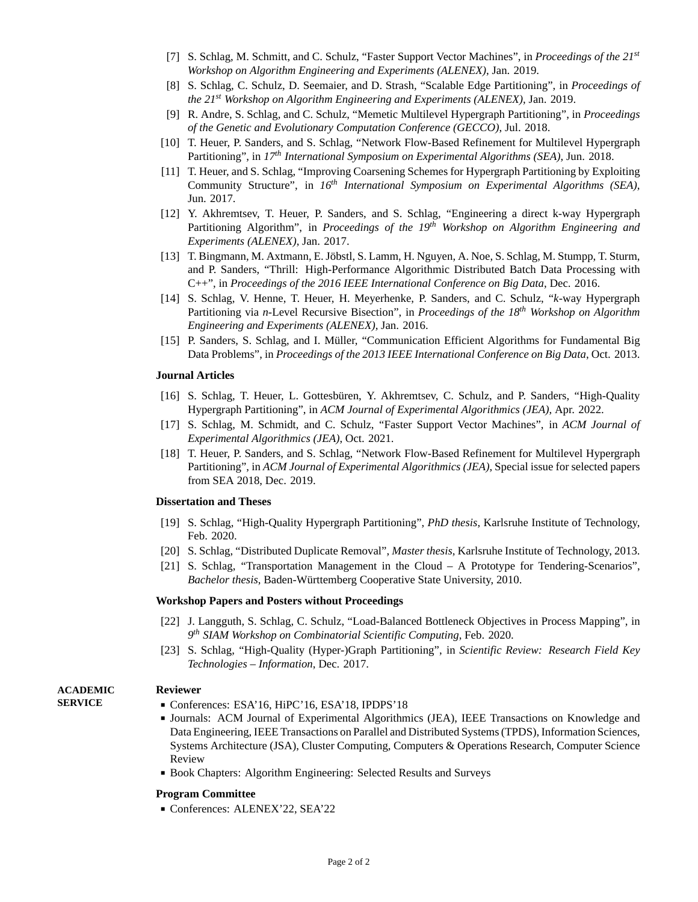[7] S. Schlag, M. Schmitt, and C. Schulz, “Faster Support Vector Machines”, in *Proceedings of the 21st Workshop on Algorithm Engineering and Experiments (ALENEX)*, Jan. 2019.

[8] S. Schlag, C. Schulz, D. Seemaier, and D. Strash, “Scalable Edge Partitioning”, in *Proceedings of the 21st Workshop on Algorithm Engineering and Experiments (ALENEX)*, Jan. 2019.

[9] R. Andre, S. Schlag, and C. Schulz, “Memetic Multilevel Hypergraph Partitioning”, in *Proceedings of the Genetic and Evolutionary Computation Conference (GECCO)*, Jul. 2018.

[10] T. Heuer, P. Sanders, and S. Schlag, “Network Flow-Based Refinement for Multilevel Hypergraph Partitioning”, in *17th International Symposium on Experimental Algorithms (SEA)*, Jun. 2018.

[11] T. Heuer, and S. Schlag, “Improving Coarsening Schemes for Hypergraph Partitioning by Exploiting Community Structure”, in *16th International Symposium on Experimental Algorithms (SEA)*, Jun. 2017.

[12] Y. Akhremtsev, T. Heuer, P. Sanders, and S. Schlag, “Engineering a direct k-way Hypergraph Partitioning Algorithm”, in *Proceedings of the 19th Workshop on Algorithm Engineering and Experiments (ALENEX)*, Jan. 2017.

[13] T. Bingmann, M. Axtmann, E. Jöbstl, S. Lamm, H. Nguyen, A. Noe, S. Schlag, M. Stumpp, T. Sturm, and P. Sanders, “Thrill: High-Performance Algorithmic Distributed Batch Data Processing with C++”, in *Proceedings of the 2016 IEEE International Conference on Big Data*, Dec. 2016.

[14] S. Schlag, V. Henne, T. Heuer, H. Meyerhenke, P. Sanders, and C. Schulz, “*k*-way Hypergraph Partitioning via *n*-Level Recursive Bisection”, in *Proceedings of the 18th Workshop on Algorithm Engineering and Experiments (ALENEX)*, Jan. 2016.

[15] P. Sanders, S. Schlag, and I. Müller, “Communication Efficient Algorithms for Fundamental Big Data Problems”, in *Proceedings of the 2013 IEEE International Conference on Big Data*, Oct. 2013.

**Journal Articles**

[16] S. Schlag, T. Heuer, L. Gottesbüren, Y. Akhremtsev, C. Schulz, and P. Sanders, “High-Quality Hypergraph Partitioning”, in *ACM Journal of Experimental Algorithmics (JEA)*, Apr. 2022.

[17] S. Schlag, M. Schmidt, and C. Schulz, “Faster Support Vector Machines”, in *ACM Journal of Experimental Algorithmics (JEA)*, Oct. 2021.

[18] T. Heuer, P. Sanders, and S. Schlag, “Network Flow-Based Refinement for Multilevel Hypergraph Partitioning”, in *ACM Journal of Experimental Algorithmics (JEA)*, Special issue for selected papers from SEA 2018, Dec. 2019.

**Dissertation and Theses**

[19] S. Schlag, “High-Quality Hypergraph Partitioning”, *PhD thesis*, Karlsruhe Institute of Technology, Feb. 2020.

[20] S. Schlag, “Distributed Duplicate Removal”, *Master thesis*, Karlsruhe Institute of Technology, 2013.

[21] S. Schlag, “Transportation Management in the Cloud – A Prototype for Tendering-Scenarios”, *Bachelor thesis*, Baden-Württemberg Cooperative State University, 2010.

**Workshop Papers and Posters without Proceedings**

[22] J. Langguth, S. Schlag, C. Schulz, “Load-Balanced Bottleneck Objectives in Process Mapping”, in *9th SIAM Workshop on Combinatorial Scientific Computing*, Feb. 2020.

[23] S. Schlag, “High-Quality (Hyper-)Graph Partitioning”, in *Scientific Review: Research Field Key Technologies – Information*, Dec. 2017.

## ACADEMIC SERVICE

**Reviewer**

- Conferences: ESA’16, HiPC’16, ESA’18, IPDPS’18
- Journals: ACM Journal of Experimental Algorithmics (JEA), IEEE Transactions on Knowledge and Data Engineering, IEEE Transactions on Parallel and Distributed Systems (TPDS), Information Sciences, Systems Architecture (JSA), Cluster Computing, Computers & Operations Research, Computer Science Review
- Book Chapters: Algorithm Engineering: Selected Results and Surveys

**Program Committee**

- Conferences: ALENEX’22, SEA’22